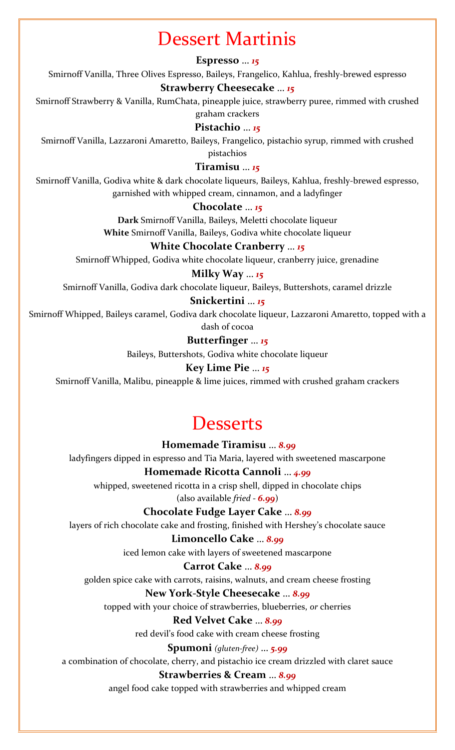# Dessert Martinis

**Espresso** … *15*

Smirnoff Vanilla, Three Olives Espresso, Baileys, Frangelico, Kahlua, freshly-brewed espresso

**Strawberry Cheesecake** … *15*

Smirnoff Strawberry & Vanilla, RumChata, pineapple juice, strawberry puree, rimmed with crushed graham crackers

**Pistachio** … *15*

Smirnoff Vanilla, Lazzaroni Amaretto, Baileys, Frangelico, pistachio syrup, rimmed with crushed pistachios

**Tiramisu** … *15*

Smirnoff Vanilla, Godiva white & dark chocolate liqueurs, Baileys, Kahlua, freshly-brewed espresso, garnished with whipped cream, cinnamon, and a ladyfinger

**Chocolate** … *15*

**Dark** Smirnoff Vanilla, Baileys, Meletti chocolate liqueur

**White** Smirnoff Vanilla, Baileys, Godiva white chocolate liqueur

**White Chocolate Cranberry** … *15*

Smirnoff Whipped, Godiva white chocolate liqueur, cranberry juice, grenadine

**Milky Way** … *15*

Smirnoff Vanilla, Godiva dark chocolate liqueur, Baileys, Buttershots, caramel drizzle

**Snickertini** … *15*

Smirnoff Whipped, Baileys caramel, Godiva dark chocolate liqueur, Lazzaroni Amaretto, topped with a dash of cocoa

**Butterfinger** … *15*

Baileys, Buttershots, Godiva white chocolate liqueur

**Key Lime Pie** … *15*

Smirnoff Vanilla, Malibu, pineapple & lime juices, rimmed with crushed graham crackers

# Desserts

**Homemade Tiramisu** … *8.99*

ladyfingers dipped in espresso and Tia Maria, layered with sweetened mascarpone

**Homemade Ricotta Cannoli** … *4.99*

whipped, sweetened ricotta in a crisp shell, dipped in chocolate chips

(also available *fried* - *6.99*)

**Chocolate Fudge Layer Cake** … *8.99*

layers of rich chocolate cake and frosting, finished with Hershey's chocolate sauce

**Limoncello Cake** … *8.99*

iced lemon cake with layers of sweetened mascarpone

**Carrot Cake** … *8.99*

golden spice cake with carrots, raisins, walnuts, and cream cheese frosting

**New York-Style Cheesecake** … *8.99*

topped with your choice of strawberries, blueberries, *or* cherries

**Red Velvet Cake** … *8.99*

red devil's food cake with cream cheese frosting

**Spumoni** *(gluten-free)* … *5.99*

a combination of chocolate, cherry, and pistachio ice cream drizzled with claret sauce

**Strawberries & Cream** … *8.99*

angel food cake topped with strawberries and whipped cream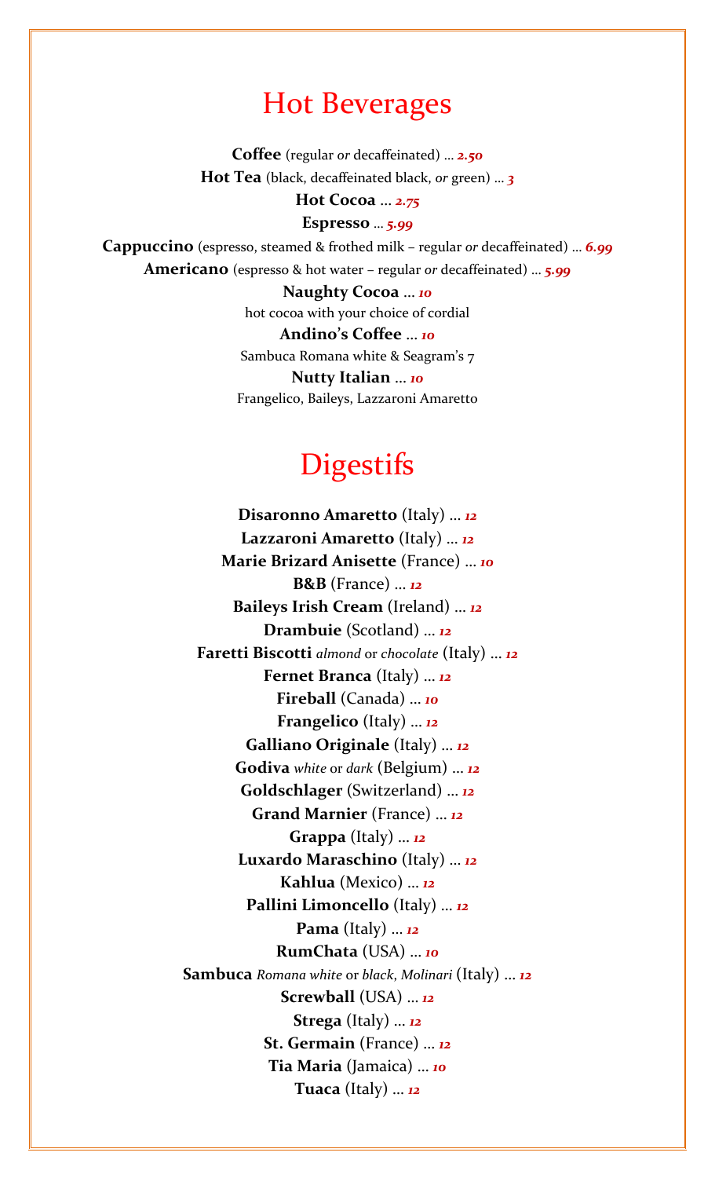# Hot Beverages

**Coffee** (regular *or* decaffeinated) … ***2.50***

**Hot Tea** (black, decaffeinated black, *or* green) … ***3***

**Hot Cocoa** … ***2.75***

**Espresso** … ***5.99***

**Cappuccino** (espresso, steamed & frothed milk – regular *or* decaffeinated) … ***6.99***

**Americano** (espresso & hot water – regular *or* decaffeinated) … ***5.99***

**Naughty Cocoa** … ***10***
hot cocoa with your choice of cordial

**Andino's Coffee** … ***10***
Sambuca Romana white & Seagram's 7

**Nutty Italian** … ***10***
Frangelico, Baileys, Lazzaroni Amaretto

# Digestifs

**Disaronno Amaretto** (Italy) … ***12***

**Lazzaroni Amaretto** (Italy) … ***12***

**Marie Brizard Anisette** (France) … ***10***

**B&B** (France) … ***12***

**Baileys Irish Cream** (Ireland) … ***12***

**Drambuie** (Scotland) … ***12***

**Faretti Biscotti** *almond* or *chocolate* (Italy) … ***12***

**Fernet Branca** (Italy) … ***12***

**Fireball** (Canada) … ***10***

**Frangelico** (Italy) … ***12***

**Galliano Originale** (Italy) … ***12***

**Godiva** *white* or *dark* (Belgium) … ***12***

**Goldschlager** (Switzerland) … ***12***

**Grand Marnier** (France) … ***12***

**Grappa** (Italy) … ***12***

**Luxardo Maraschino** (Italy) … ***12***

**Kahlua** (Mexico) … ***12***

**Pallini Limoncello** (Italy) … ***12***

**Pama** (Italy) … ***12***

**RumChata** (USA) … ***10***

**Sambuca** *Romana white* or *black, Molinari* (Italy) … ***12***

**Screwball** (USA) … ***12***

**Strega** (Italy) … ***12***

**St. Germain** (France) … ***12***

**Tia Maria** (Jamaica) … ***10***

**Tuaca** (Italy) … ***12***